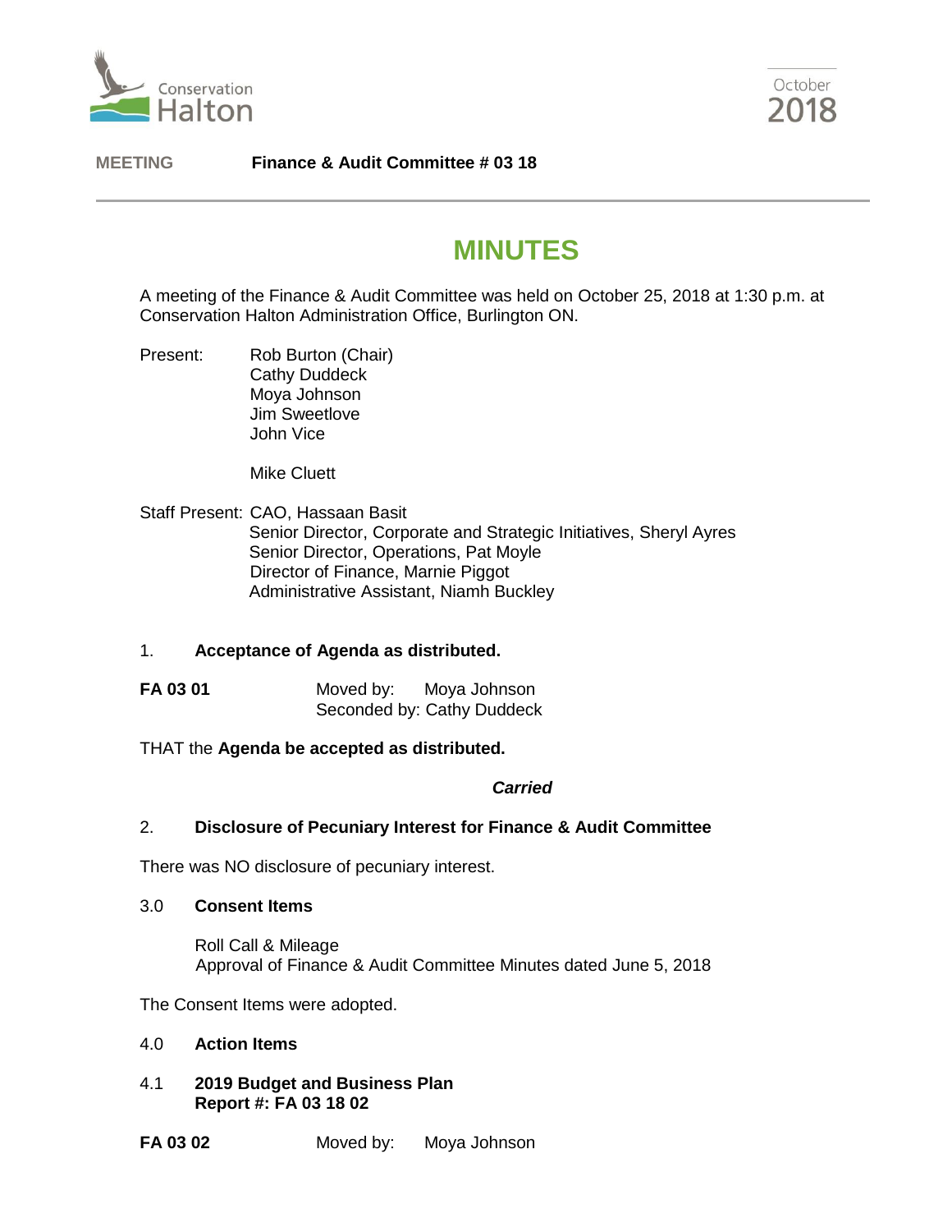Conservation Halton

October 2018

**MEETING** **Finance & Audit Committee # 03 18**

# MINUTES

A meeting of the Finance & Audit Committee was held on October 25, 2018 at 1:30 p.m. at Conservation Halton Administration Office, Burlington ON.

Present: Rob Burton (Chair)
Cathy Duddeck
Moya Johnson
Jim Sweetlove
John Vice

Mike Cluett

Staff Present: CAO, Hassaan Basit
Senior Director, Corporate and Strategic Initiatives, Sheryl Ayres
Senior Director, Operations, Pat Moyle
Director of Finance, Marnie Piggot
Administrative Assistant, Niamh Buckley

1. **Acceptance of Agenda as distributed.**

**FA 03 01** Moved by: Moya Johnson
Seconded by: Cathy Duddeck

THAT the **Agenda be accepted as distributed.**

***Carried***

2. **Disclosure of Pecuniary Interest for Finance & Audit Committee**

There was NO disclosure of pecuniary interest.

3.0 **Consent Items**

Roll Call & Mileage
Approval of Finance & Audit Committee Minutes dated June 5, 2018

The Consent Items were adopted.

4.0 **Action Items**

4.1 **2019 Budget and Business Plan**
**Report #: FA 03 18 02**

**FA 03 02** Moved by: Moya Johnson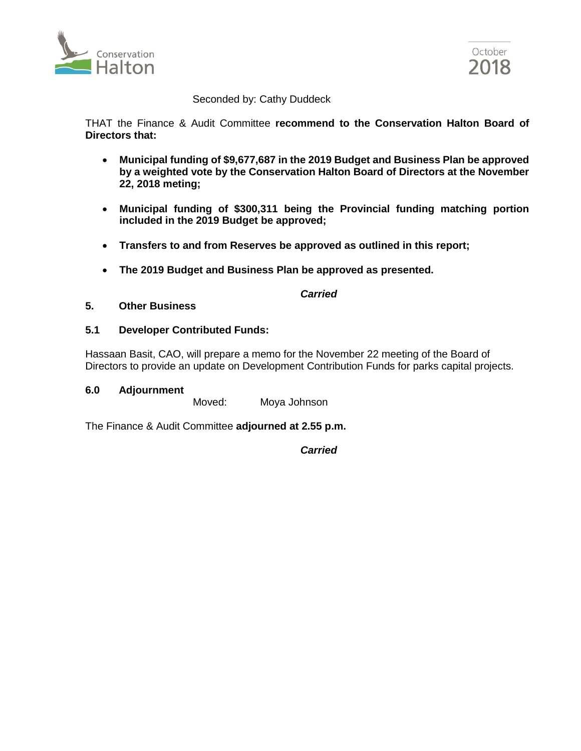Seconded by: Cathy Duddeck

THAT the Finance & Audit Committee **recommend to the Conservation Halton Board of Directors that:**

- **Municipal funding of $9,677,687 in the 2019 Budget and Business Plan be approved by a weighted vote by the Conservation Halton Board of Directors at the November 22, 2018 meting;**
- **Municipal funding of $300,311 being the Provincial funding matching portion included in the 2019 Budget be approved;**
- **Transfers to and from Reserves be approved as outlined in this report;**
- **The 2019 Budget and Business Plan be approved as presented.**

***Carried***

## 5. Other Business

### 5.1 Developer Contributed Funds:

Hassaan Basit, CAO, will prepare a memo for the November 22 meeting of the Board of Directors to provide an update on Development Contribution Funds for parks capital projects.

## 6.0 Adjournment

Moved: Moya Johnson

The Finance & Audit Committee **adjourned at 2.55 p.m.**

***Carried***